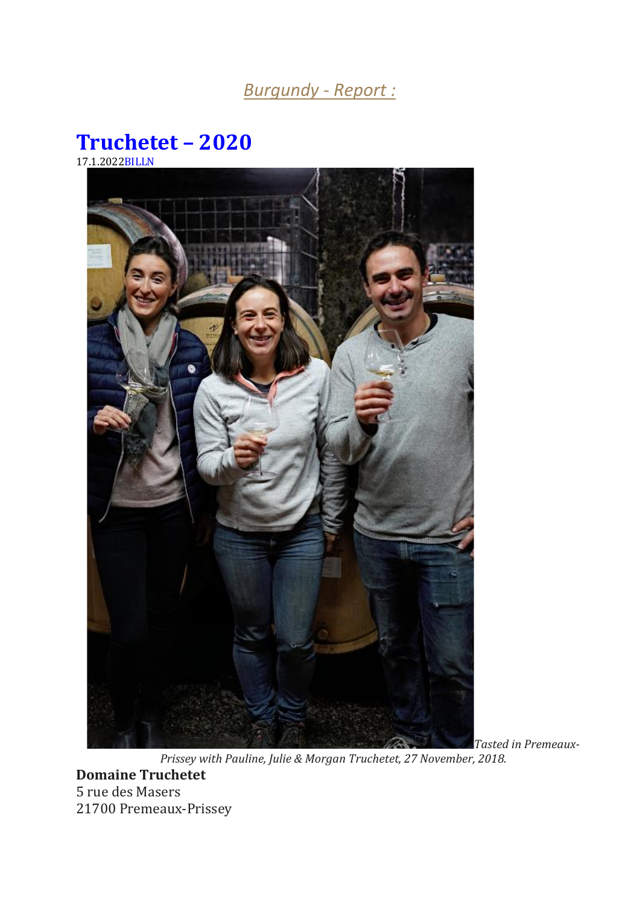*Burgundy - Report :*

# Truchetet – 2020

17.1.2022BILLN

*Tasted in Premeaux-Prissey with Pauline, Julie & Morgan Truchetet, 27 November, 2018.*

**Domaine Truchetet**
5 rue des Masers
21700 Premeaux-Prissey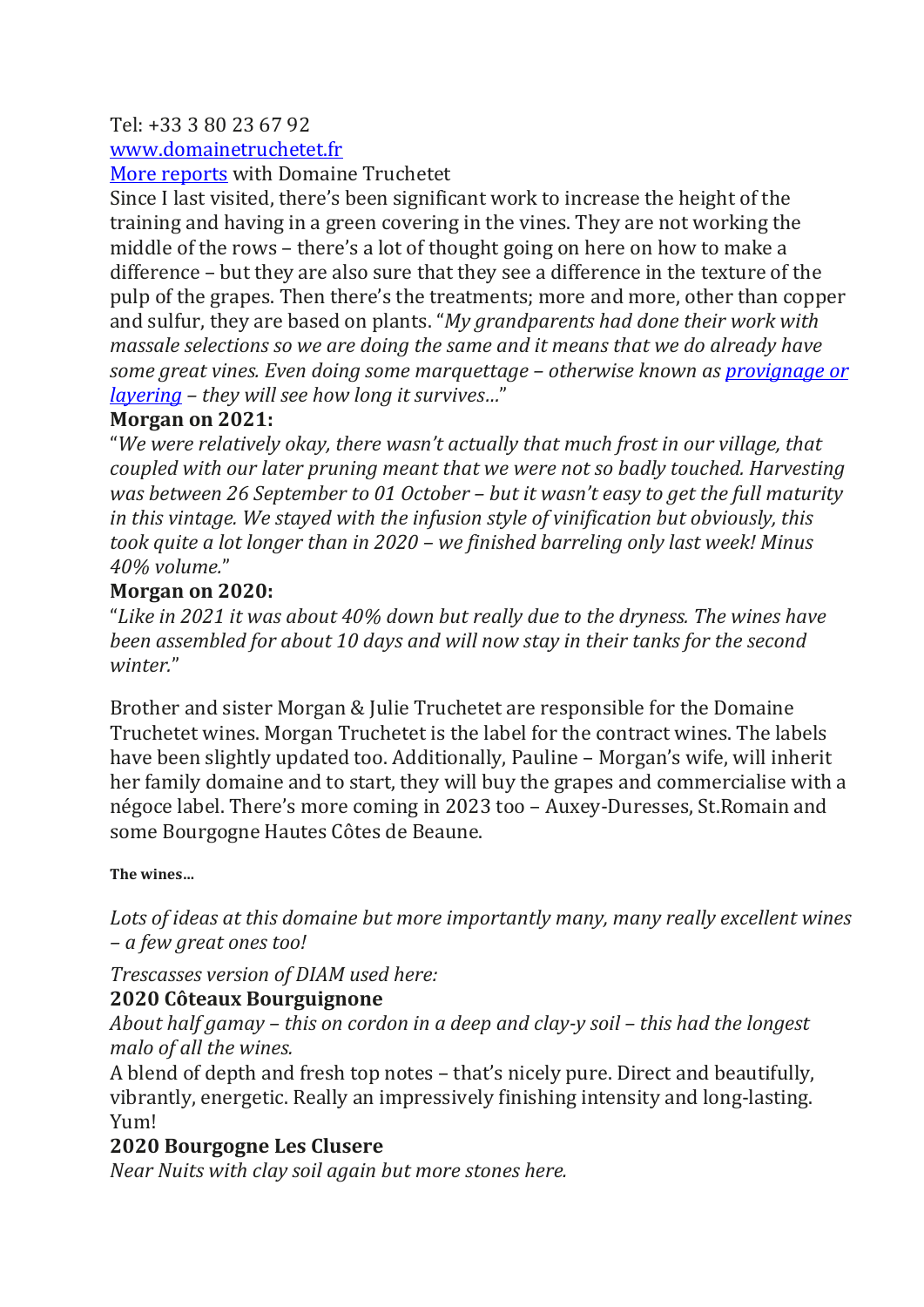Tel: +33 3 80 23 67 92

[www.domainetruchetet.fr](www.domainetruchetet.fr)

[More reports](#) with Domaine Truchetet

Since I last visited, there's been significant work to increase the height of the training and having in a green covering in the vines. They are not working the middle of the rows – there's a lot of thought going on here on how to make a difference – but they are also sure that they see a difference in the texture of the pulp of the grapes. Then there's the treatments; more and more, other than copper and sulfur, they are based on plants. "*My grandparents had done their work with massale selections so we are doing the same and it means that we do already have some great vines. Even doing some marquettage – otherwise known as [provignage or layering](#) – they will see how long it survives…*"

**Morgan on 2021:**

"*We were relatively okay, there wasn't actually that much frost in our village, that coupled with our later pruning meant that we were not so badly touched. Harvesting was between 26 September to 01 October – but it wasn't easy to get the full maturity in this vintage. We stayed with the infusion style of vinification but obviously, this took quite a lot longer than in 2020 – we finished barreling only last week! Minus 40% volume.*"

**Morgan on 2020:**

"*Like in 2021 it was about 40% down but really due to the dryness. The wines have been assembled for about 10 days and will now stay in their tanks for the second winter.*"

Brother and sister Morgan & Julie Truchetet are responsible for the Domaine Truchetet wines. Morgan Truchetet is the label for the contract wines. The labels have been slightly updated too. Additionally, Pauline – Morgan's wife, will inherit her family domaine and to start, they will buy the grapes and commercialise with a négoce label. There's more coming in 2023 too – Auxey-Duresses, St.Romain and some Bourgogne Hautes Côtes de Beaune.

**The wines…**

*Lots of ideas at this domaine but more importantly many, many really excellent wines – a few great ones too!*

*Trescasses version of DIAM used here:*

**2020 Côteaux Bourguignone**

*About half gamay – this on cordon in a deep and clay-y soil – this had the longest malo of all the wines.*

A blend of depth and fresh top notes – that's nicely pure. Direct and beautifully, vibrantly, energetic. Really an impressively finishing intensity and long-lasting. Yum!

**2020 Bourgogne Les Clusere**

*Near Nuits with clay soil again but more stones here.*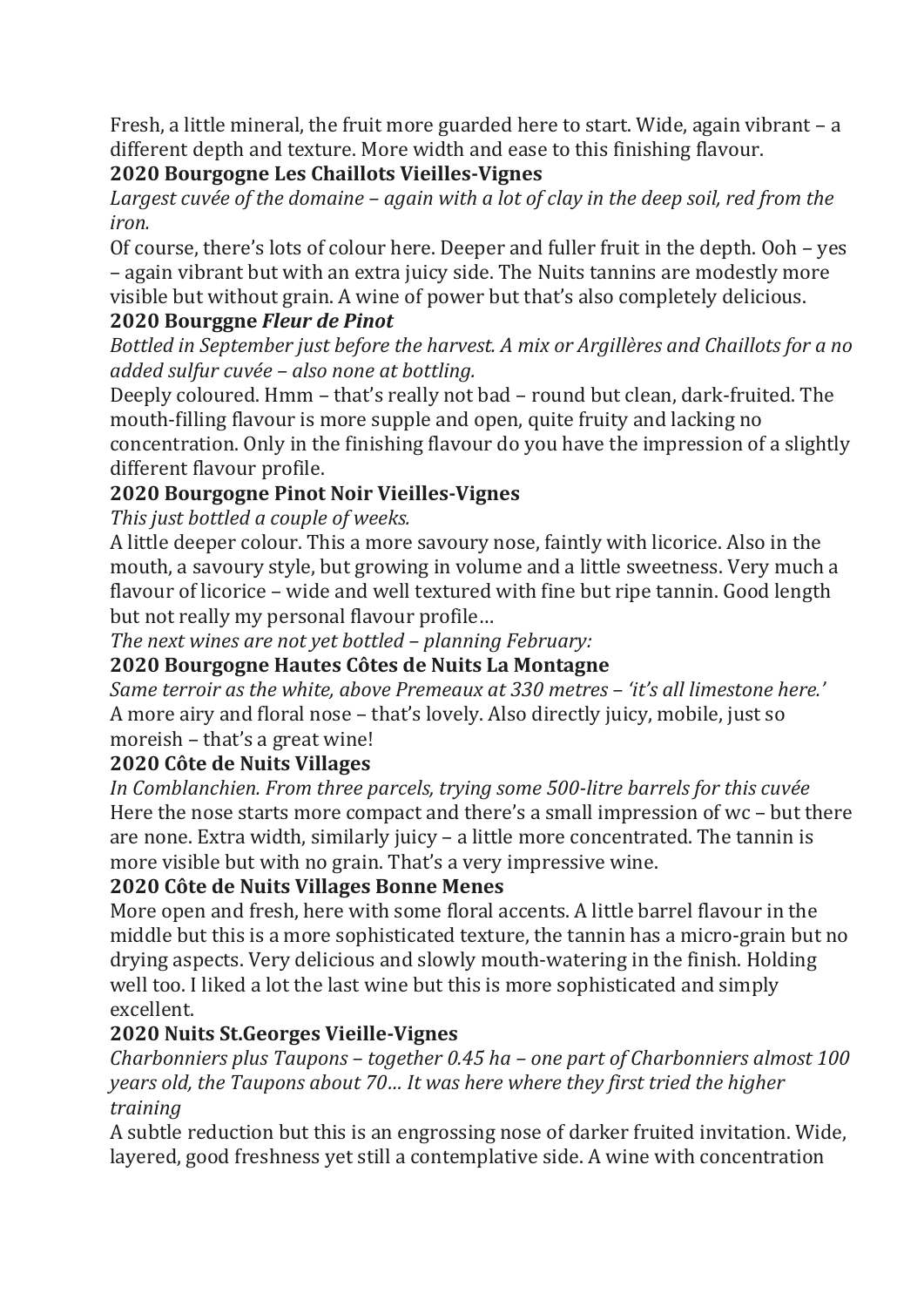Fresh, a little mineral, the fruit more guarded here to start. Wide, again vibrant – a different depth and texture. More width and ease to this finishing flavour.

**2020 Bourgogne Les Chaillots Vieilles-Vignes**

*Largest cuvée of the domaine – again with a lot of clay in the deep soil, red from the iron.*

Of course, there's lots of colour here. Deeper and fuller fruit in the depth. Ooh – yes – again vibrant but with an extra juicy side. The Nuits tannins are modestly more visible but without grain. A wine of power but that's also completely delicious.

**2020 Bourggne *Fleur de Pinot***

*Bottled in September just before the harvest. A mix or Argillères and Chaillots for a no added sulfur cuvée – also none at bottling.*

Deeply coloured. Hmm – that's really not bad – round but clean, dark-fruited. The mouth-filling flavour is more supple and open, quite fruity and lacking no concentration. Only in the finishing flavour do you have the impression of a slightly different flavour profile.

**2020 Bourgogne Pinot Noir Vieilles-Vignes**

*This just bottled a couple of weeks.*

A little deeper colour. This a more savoury nose, faintly with licorice. Also in the mouth, a savoury style, but growing in volume and a little sweetness. Very much a flavour of licorice – wide and well textured with fine but ripe tannin. Good length but not really my personal flavour profile…

*The next wines are not yet bottled – planning February:*

**2020 Bourgogne Hautes Côtes de Nuits La Montagne**

*Same terroir as the white, above Premeaux at 330 metres – 'it's all limestone here.'*

A more airy and floral nose – that's lovely. Also directly juicy, mobile, just so moreish – that's a great wine!

**2020 Côte de Nuits Villages**

*In Comblanchien. From three parcels, trying some 500-litre barrels for this cuvée*

Here the nose starts more compact and there's a small impression of wc – but there are none. Extra width, similarly juicy – a little more concentrated. The tannin is more visible but with no grain. That's a very impressive wine.

**2020 Côte de Nuits Villages Bonne Menes**

More open and fresh, here with some floral accents. A little barrel flavour in the middle but this is a more sophisticated texture, the tannin has a micro-grain but no drying aspects. Very delicious and slowly mouth-watering in the finish. Holding well too. I liked a lot the last wine but this is more sophisticated and simply excellent.

**2020 Nuits St.Georges Vieille-Vignes**

*Charbonniers plus Taupons – together 0.45 ha – one part of Charbonniers almost 100 years old, the Taupons about 70… It was here where they first tried the higher training*

A subtle reduction but this is an engrossing nose of darker fruited invitation. Wide, layered, good freshness yet still a contemplative side. A wine with concentration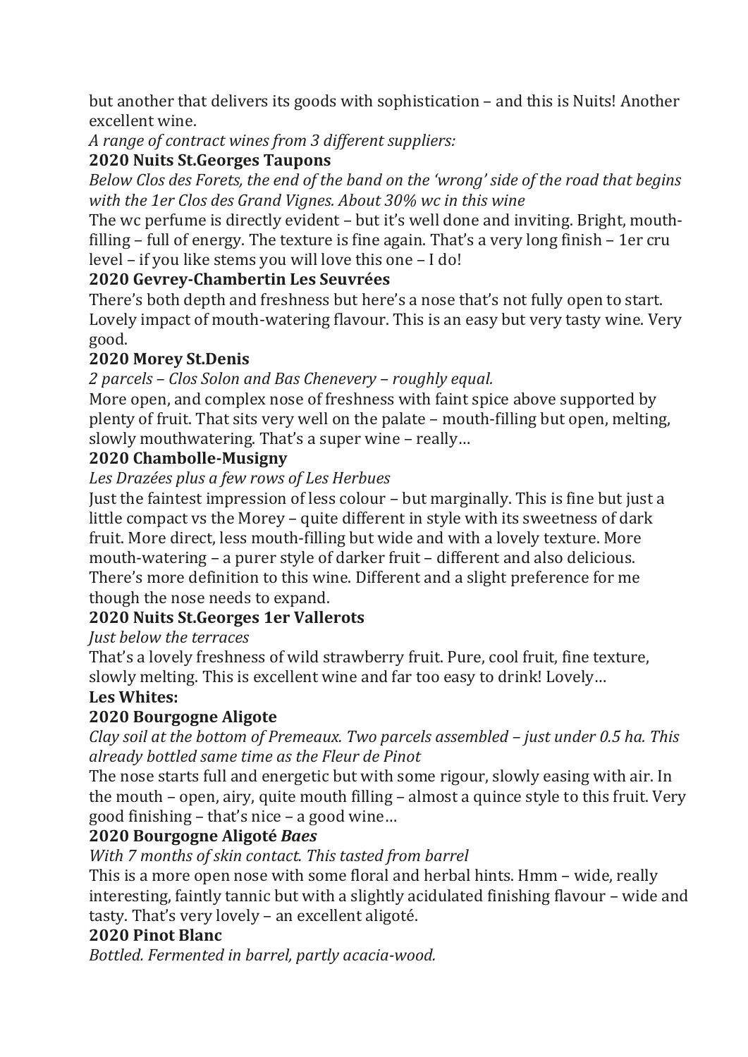but another that delivers its goods with sophistication – and this is Nuits! Another excellent wine.

*A range of contract wines from 3 different suppliers:*

**2020 Nuits St.Georges Taupons**

*Below Clos des Forets, the end of the band on the 'wrong' side of the road that begins with the 1er Clos des Grand Vignes. About 30% wc in this wine*

The wc perfume is directly evident – but it's well done and inviting. Bright, mouth-filling – full of energy. The texture is fine again. That's a very long finish – 1er cru level – if you like stems you will love this one – I do!

**2020 Gevrey-Chambertin Les Seuvrées**

There's both depth and freshness but here's a nose that's not fully open to start. Lovely impact of mouth-watering flavour. This is an easy but very tasty wine. Very good.

**2020 Morey St.Denis**

*2 parcels – Clos Solon and Bas Chenevery – roughly equal.*

More open, and complex nose of freshness with faint spice above supported by plenty of fruit. That sits very well on the palate – mouth-filling but open, melting, slowly mouthwatering. That's a super wine – really…

**2020 Chambolle-Musigny**

*Les Drazées plus a few rows of Les Herbues*

Just the faintest impression of less colour – but marginally. This is fine but just a little compact vs the Morey – quite different in style with its sweetness of dark fruit. More direct, less mouth-filling but wide and with a lovely texture. More mouth-watering – a purer style of darker fruit – different and also delicious. There's more definition to this wine. Different and a slight preference for me though the nose needs to expand.

**2020 Nuits St.Georges 1er Vallerots**

*Just below the terraces*

That's a lovely freshness of wild strawberry fruit. Pure, cool fruit, fine texture, slowly melting. This is excellent wine and far too easy to drink! Lovely…

**Les Whites:**

**2020 Bourgogne Aligote**

*Clay soil at the bottom of Premeaux. Two parcels assembled – just under 0.5 ha. This already bottled same time as the Fleur de Pinot*

The nose starts full and energetic but with some rigour, slowly easing with air. In the mouth – open, airy, quite mouth filling – almost a quince style to this fruit. Very good finishing – that's nice – a good wine…

**2020 Bourgogne Aligoté *Baes***

*With 7 months of skin contact. This tasted from barrel*

This is a more open nose with some floral and herbal hints. Hmm – wide, really interesting, faintly tannic but with a slightly acidulated finishing flavour – wide and tasty. That's very lovely – an excellent aligoté.

**2020 Pinot Blanc**

*Bottled. Fermented in barrel, partly acacia-wood.*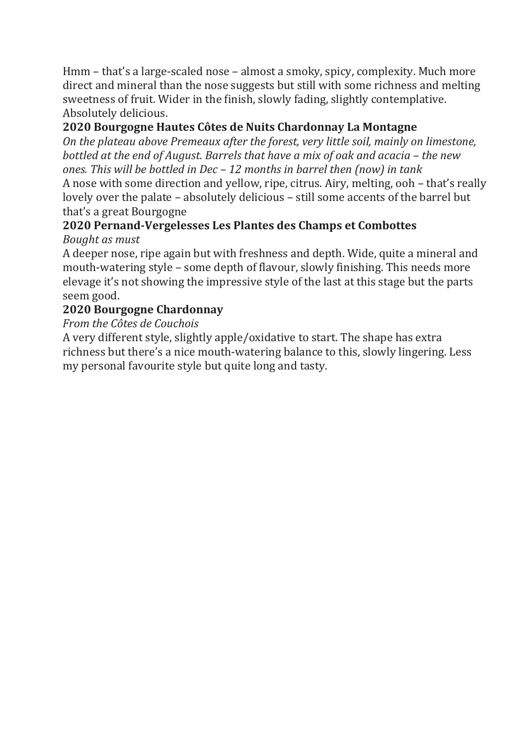Hmm – that's a large-scaled nose – almost a smoky, spicy, complexity. Much more direct and mineral than the nose suggests but still with some richness and melting sweetness of fruit. Wider in the finish, slowly fading, slightly contemplative. Absolutely delicious.

**2020 Bourgogne Hautes Côtes de Nuits Chardonnay La Montagne**

*On the plateau above Premeaux after the forest, very little soil, mainly on limestone, bottled at the end of August. Barrels that have a mix of oak and acacia – the new ones. This will be bottled in Dec – 12 months in barrel then (now) in tank*

A nose with some direction and yellow, ripe, citrus. Airy, melting, ooh – that's really lovely over the palate – absolutely delicious – still some accents of the barrel but that's a great Bourgogne

**2020 Pernand-Vergelesses Les Plantes des Champs et Combottes**

*Bought as must*

A deeper nose, ripe again but with freshness and depth. Wide, quite a mineral and mouth-watering style – some depth of flavour, slowly finishing. This needs more elevage it's not showing the impressive style of the last at this stage but the parts seem good.

**2020 Bourgogne Chardonnay**

*From the Côtes de Couchois*

A very different style, slightly apple/oxidative to start. The shape has extra richness but there's a nice mouth-watering balance to this, slowly lingering. Less my personal favourite style but quite long and tasty.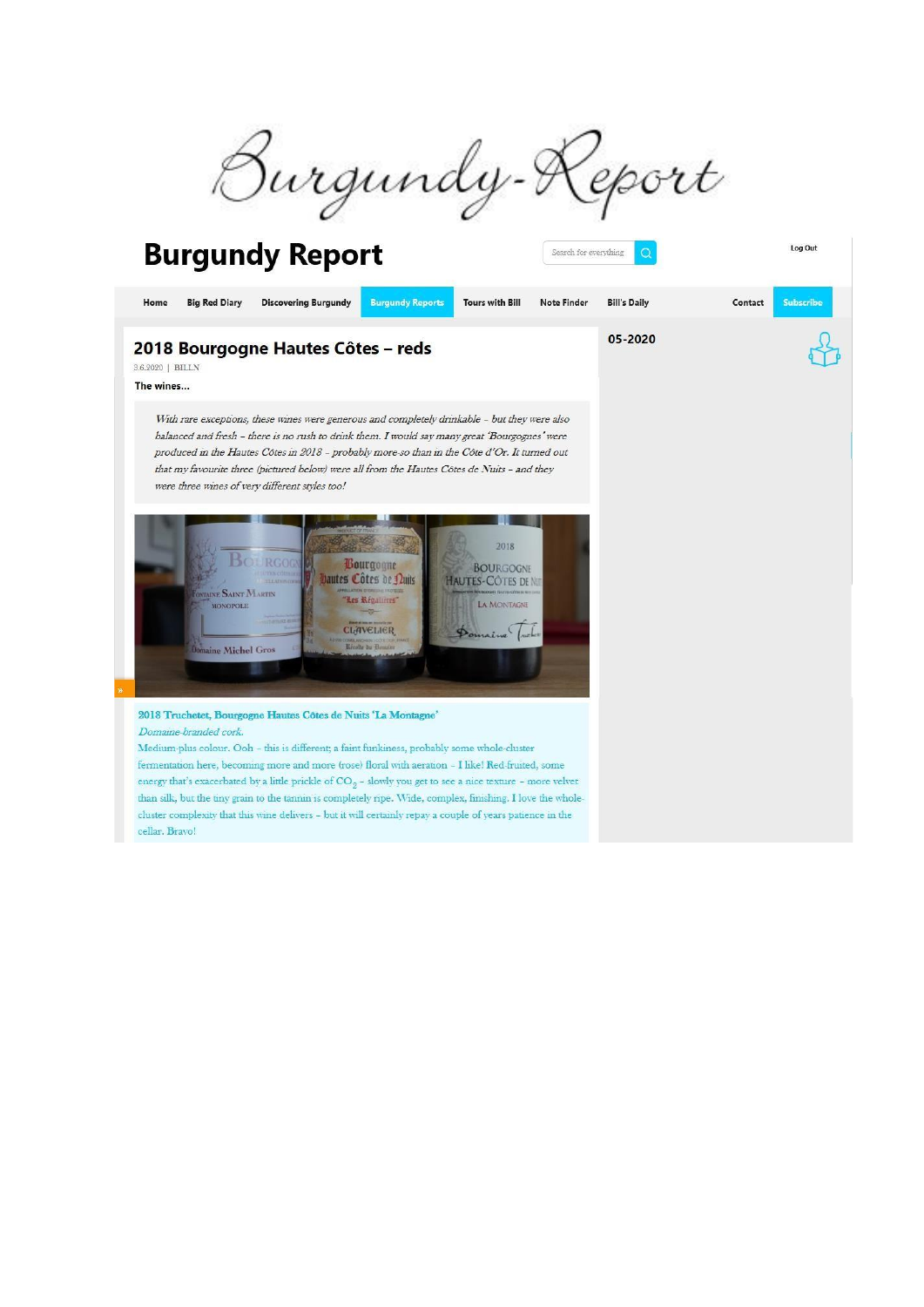Burgundy-Report

# Burgundy Report

Home | Big Red Diary | Discovering Burgundy | Burgundy Reports | Tours with Bill | Note Finder | Bill's Daily | Contact | Subscribe

Log Out

05-2020

## 2018 Bourgogne Hautes Côtes – reds

3.6.2020 | BILLN

**The wines…**

*With rare exceptions, these wines were generous and completely drinkable – but they were also balanced and fresh – there is no rush to drink them. I would say many great 'Bourgognes' were produced in the Hautes Côtes in 2018 – probably more-so than in the Côte d'Or. It turned out that my favourite three (pictured below) were all from the Hautes Côtes de Nuits – and they were three wines of very different styles too!*

**2018 Truchetet, Bourgogne Hautes Côtes de Nuits 'La Montagne'**

*Domaine-branded cork.*

Medium-plus colour. Ooh – this is different; a faint funkiness, probably some whole-cluster fermentation here, becoming more and more (rose) floral with aeration – I like! Red-fruited, some energy that's exacerbated by a little prickle of $CO_2$ – slowly you get to see a nice texture – more velvet than silk, but the tiny grain to the tannin is completely ripe. Wide, complex, finishing. I love the whole-cluster complexity that this wine delivers – but it will certainly repay a couple of years patience in the cellar. Bravo!